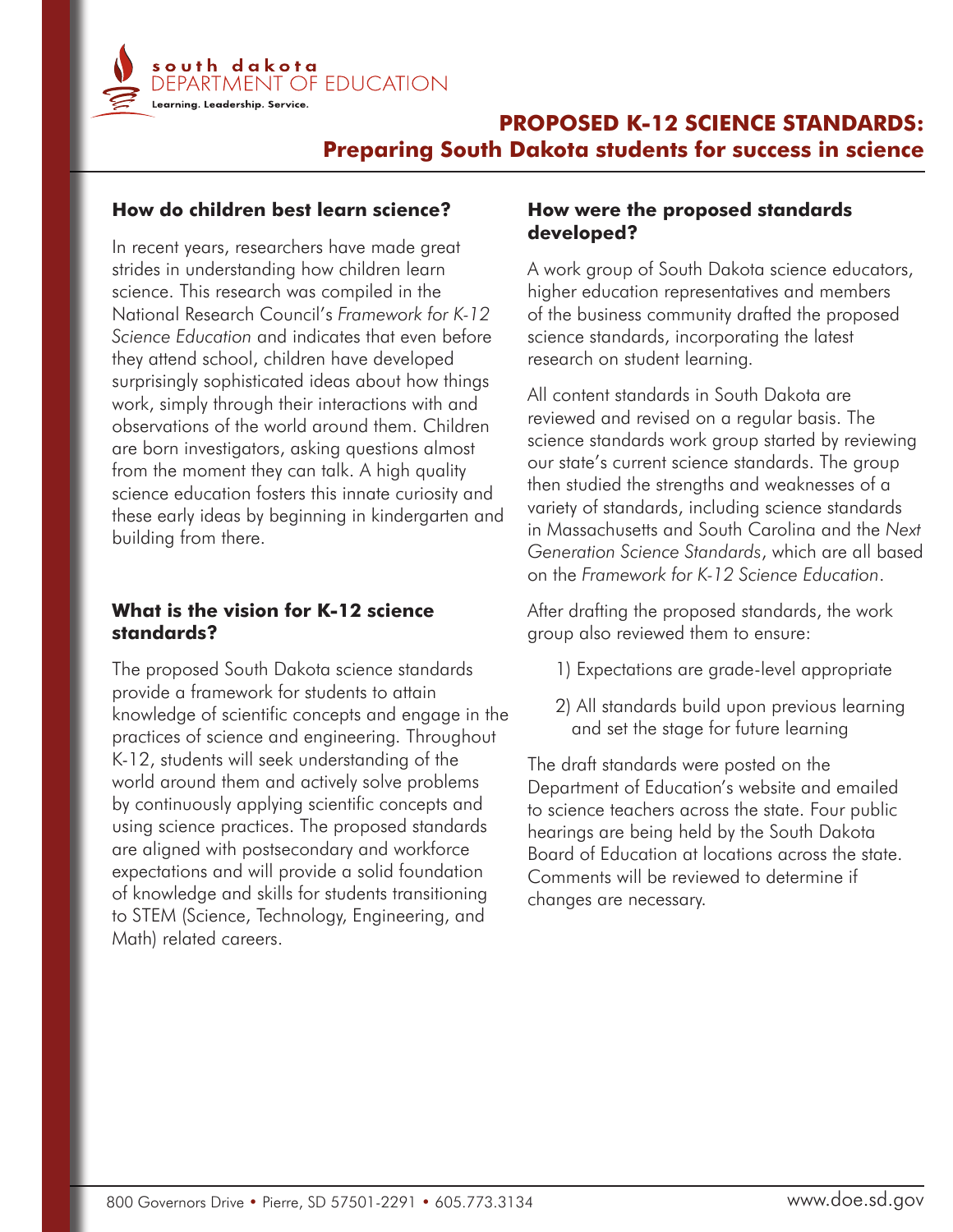south dakota
DEPARTMENT OF EDUCATION
Learning. Leadership. Service.

# PROPOSED K-12 SCIENCE STANDARDS: Preparing South Dakota students for success in science

## How do children best learn science?

In recent years, researchers have made great strides in understanding how children learn science. This research was compiled in the National Research Council's *Framework for K-12 Science Education* and indicates that even before they attend school, children have developed surprisingly sophisticated ideas about how things work, simply through their interactions with and observations of the world around them. Children are born investigators, asking questions almost from the moment they can talk. A high quality science education fosters this innate curiosity and these early ideas by beginning in kindergarten and building from there.

## What is the vision for K-12 science standards?

The proposed South Dakota science standards provide a framework for students to attain knowledge of scientific concepts and engage in the practices of science and engineering. Throughout K-12, students will seek understanding of the world around them and actively solve problems by continuously applying scientific concepts and using science practices. The proposed standards are aligned with postsecondary and workforce expectations and will provide a solid foundation of knowledge and skills for students transitioning to STEM (Science, Technology, Engineering, and Math) related careers.

## How were the proposed standards developed?

A work group of South Dakota science educators, higher education representatives and members of the business community drafted the proposed science standards, incorporating the latest research on student learning.

All content standards in South Dakota are reviewed and revised on a regular basis. The science standards work group started by reviewing our state's current science standards. The group then studied the strengths and weaknesses of a variety of standards, including science standards in Massachusetts and South Carolina and the *Next Generation Science Standards*, which are all based on the *Framework for K-12 Science Education*.

After drafting the proposed standards, the work group also reviewed them to ensure:

1) Expectations are grade-level appropriate
2) All standards build upon previous learning and set the stage for future learning

The draft standards were posted on the Department of Education's website and emailed to science teachers across the state. Four public hearings are being held by the South Dakota Board of Education at locations across the state. Comments will be reviewed to determine if changes are necessary.

800 Governors Drive • Pierre, SD 57501-2291 • 605.773.3134 www.doe.sd.gov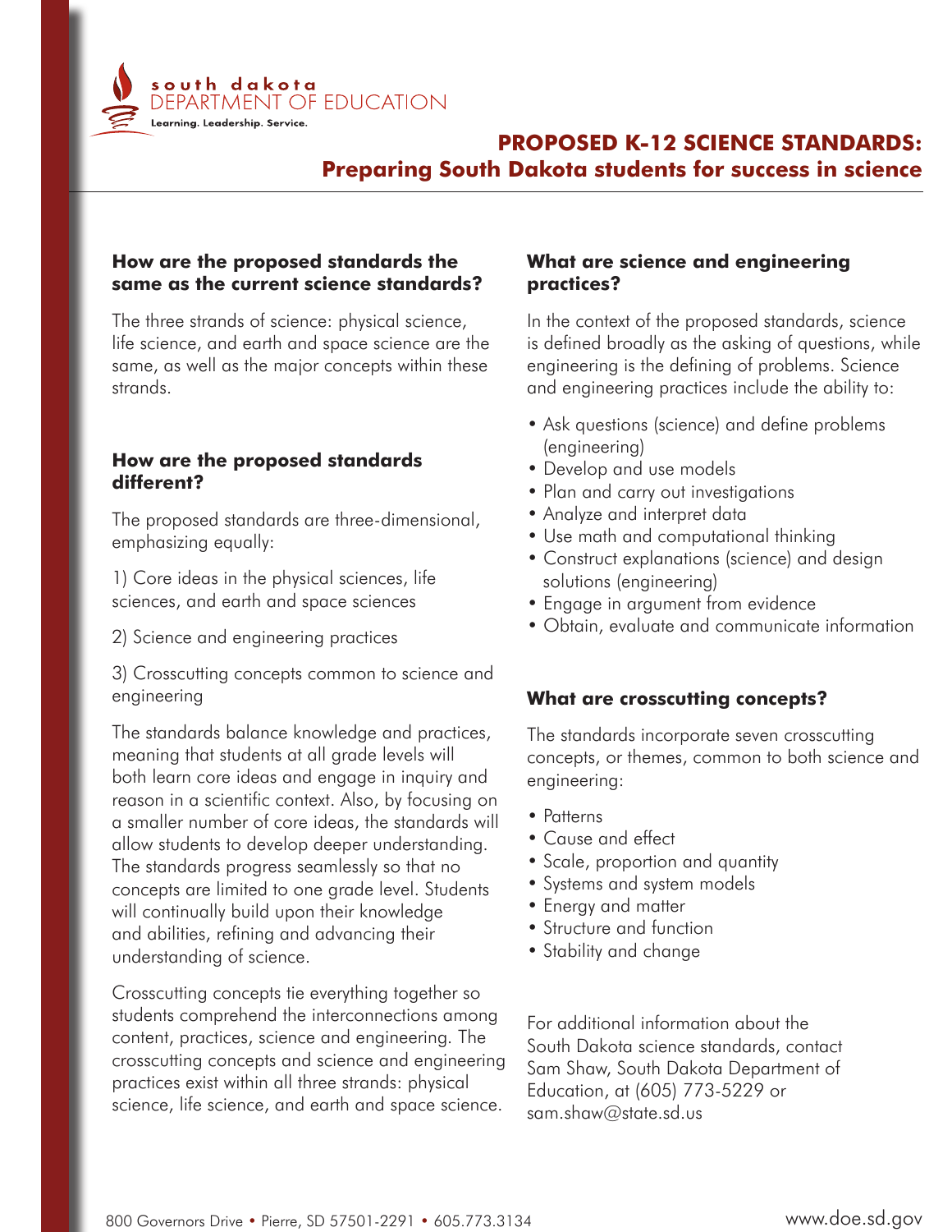south dakota
DEPARTMENT OF EDUCATION
Learning. Leadership. Service.

# PROPOSED K-12 SCIENCE STANDARDS: Preparing South Dakota students for success in science

### How are the proposed standards the same as the current science standards?

The three strands of science: physical science, life science, and earth and space science are the same, as well as the major concepts within these strands.

### How are the proposed standards different?

The proposed standards are three-dimensional, emphasizing equally:

1) Core ideas in the physical sciences, life sciences, and earth and space sciences

2) Science and engineering practices

3) Crosscutting concepts common to science and engineering

The standards balance knowledge and practices, meaning that students at all grade levels will both learn core ideas and engage in inquiry and reason in a scientific context. Also, by focusing on a smaller number of core ideas, the standards will allow students to develop deeper understanding. The standards progress seamlessly so that no concepts are limited to one grade level. Students will continually build upon their knowledge and abilities, refining and advancing their understanding of science.

Crosscutting concepts tie everything together so students comprehend the interconnections among content, practices, science and engineering. The crosscutting concepts and science and engineering practices exist within all three strands: physical science, life science, and earth and space science.

### What are science and engineering practices?

In the context of the proposed standards, science is defined broadly as the asking of questions, while engineering is the defining of problems. Science and engineering practices include the ability to:

- Ask questions (science) and define problems (engineering)
- Develop and use models
- Plan and carry out investigations
- Analyze and interpret data
- Use math and computational thinking
- Construct explanations (science) and design solutions (engineering)
- Engage in argument from evidence
- Obtain, evaluate and communicate information

### What are crosscutting concepts?

The standards incorporate seven crosscutting concepts, or themes, common to both science and engineering:

- Patterns
- Cause and effect
- Scale, proportion and quantity
- Systems and system models
- Energy and matter
- Structure and function
- Stability and change

For additional information about the South Dakota science standards, contact Sam Shaw, South Dakota Department of Education, at (605) 773-5229 or sam.shaw@state.sd.us

800 Governors Drive • Pierre, SD 57501-2291 • 605.773.3134 www.doe.sd.gov